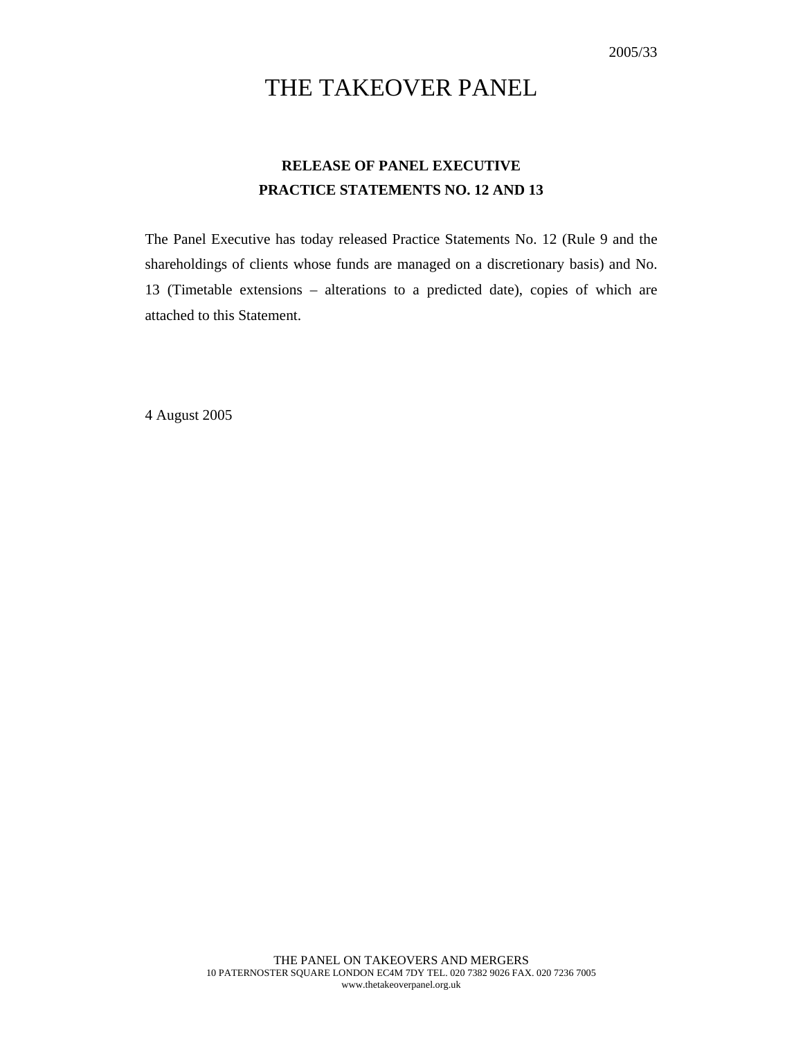2005/33

# THE TAKEOVER PANEL

## RELEASE OF PANEL EXECUTIVE PRACTICE STATEMENTS NO. 12 AND 13

The Panel Executive has today released Practice Statements No. 12 (Rule 9 and the shareholdings of clients whose funds are managed on a discretionary basis) and No. 13 (Timetable extensions – alterations to a predicted date), copies of which are attached to this Statement.

4 August 2005

THE PANEL ON TAKEOVERS AND MERGERS
10 PATERNOSTER SQUARE LONDON EC4M 7DY TEL. 020 7382 9026 FAX. 020 7236 7005
www.thetakeoverpanel.org.uk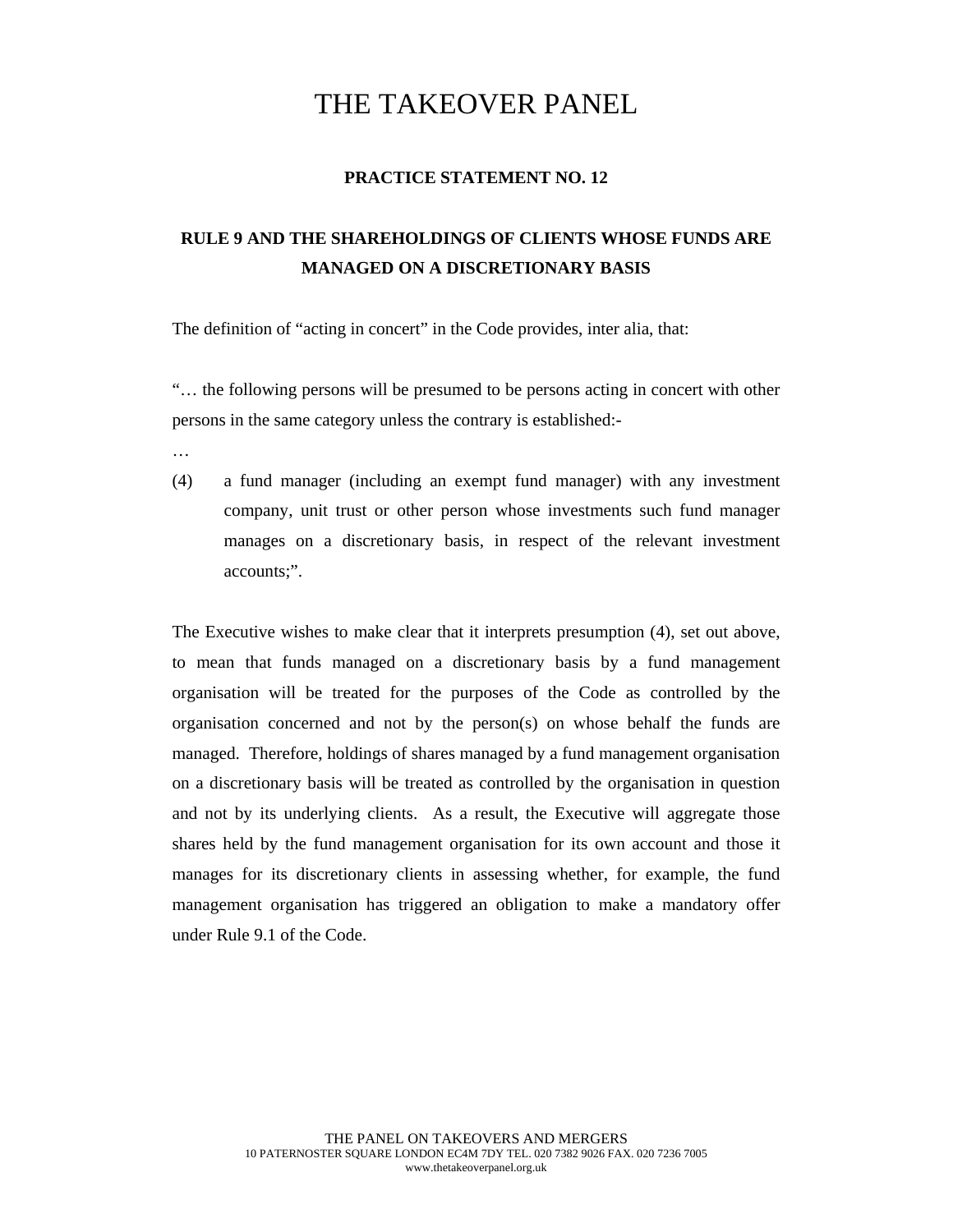# THE TAKEOVER PANEL

**PRACTICE STATEMENT NO. 12**

**RULE 9 AND THE SHAREHOLDINGS OF CLIENTS WHOSE FUNDS ARE MANAGED ON A DISCRETIONARY BASIS**

The definition of "acting in concert" in the Code provides, inter alia, that:

"… the following persons will be presumed to be persons acting in concert with other persons in the same category unless the contrary is established:-

…

(4) a fund manager (including an exempt fund manager) with any investment company, unit trust or other person whose investments such fund manager manages on a discretionary basis, in respect of the relevant investment accounts;".

The Executive wishes to make clear that it interprets presumption (4), set out above, to mean that funds managed on a discretionary basis by a fund management organisation will be treated for the purposes of the Code as controlled by the organisation concerned and not by the person(s) on whose behalf the funds are managed. Therefore, holdings of shares managed by a fund management organisation on a discretionary basis will be treated as controlled by the organisation in question and not by its underlying clients. As a result, the Executive will aggregate those shares held by the fund management organisation for its own account and those it manages for its discretionary clients in assessing whether, for example, the fund management organisation has triggered an obligation to make a mandatory offer under Rule 9.1 of the Code.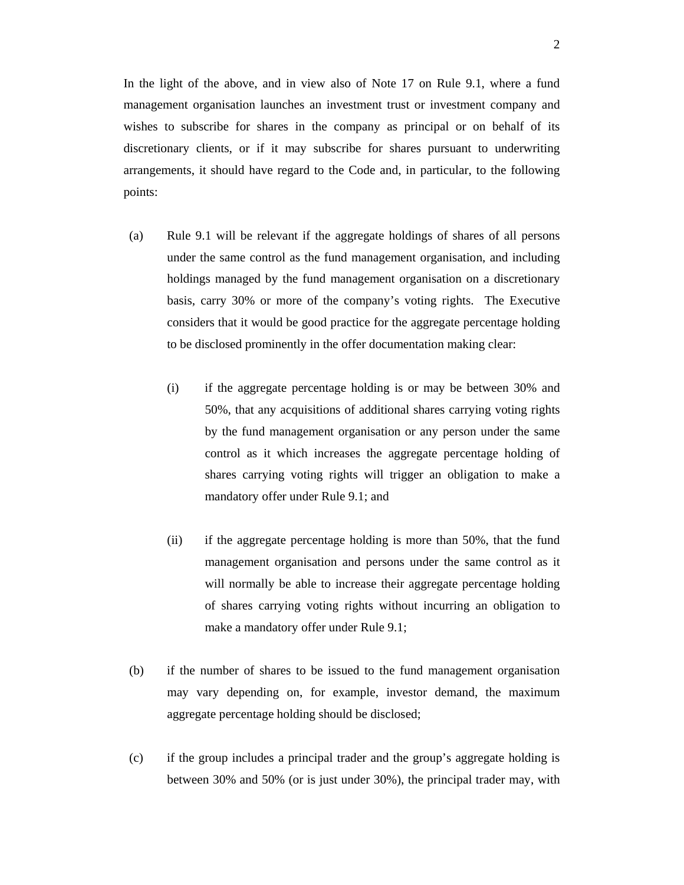In the light of the above, and in view also of Note 17 on Rule 9.1, where a fund management organisation launches an investment trust or investment company and wishes to subscribe for shares in the company as principal or on behalf of its discretionary clients, or if it may subscribe for shares pursuant to underwriting arrangements, it should have regard to the Code and, in particular, to the following points:

(a) Rule 9.1 will be relevant if the aggregate holdings of shares of all persons under the same control as the fund management organisation, and including holdings managed by the fund management organisation on a discretionary basis, carry 30% or more of the company's voting rights. The Executive considers that it would be good practice for the aggregate percentage holding to be disclosed prominently in the offer documentation making clear:

   (i) if the aggregate percentage holding is or may be between 30% and 50%, that any acquisitions of additional shares carrying voting rights by the fund management organisation or any person under the same control as it which increases the aggregate percentage holding of shares carrying voting rights will trigger an obligation to make a mandatory offer under Rule 9.1; and

   (ii) if the aggregate percentage holding is more than 50%, that the fund management organisation and persons under the same control as it will normally be able to increase their aggregate percentage holding of shares carrying voting rights without incurring an obligation to make a mandatory offer under Rule 9.1;

(b) if the number of shares to be issued to the fund management organisation may vary depending on, for example, investor demand, the maximum aggregate percentage holding should be disclosed;

(c) if the group includes a principal trader and the group's aggregate holding is between 30% and 50% (or is just under 30%), the principal trader may, with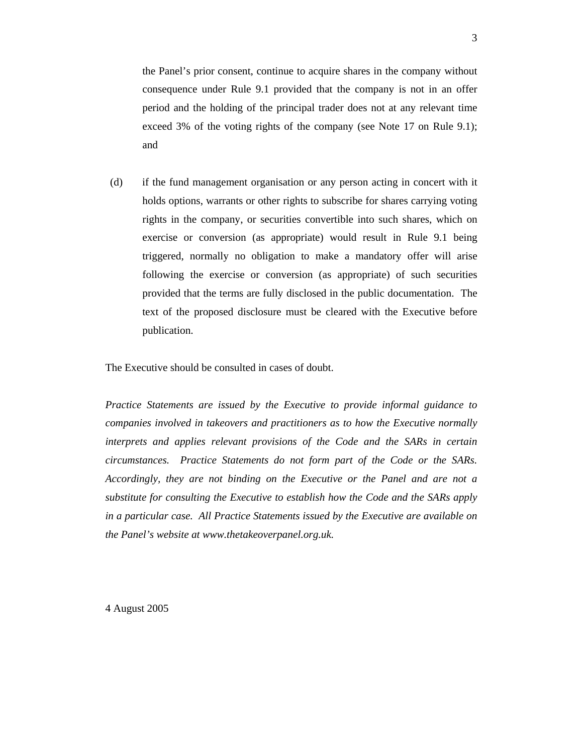the Panel's prior consent, continue to acquire shares in the company without consequence under Rule 9.1 provided that the company is not in an offer period and the holding of the principal trader does not at any relevant time exceed 3% of the voting rights of the company (see Note 17 on Rule 9.1); and

(d) if the fund management organisation or any person acting in concert with it holds options, warrants or other rights to subscribe for shares carrying voting rights in the company, or securities convertible into such shares, which on exercise or conversion (as appropriate) would result in Rule 9.1 being triggered, normally no obligation to make a mandatory offer will arise following the exercise or conversion (as appropriate) of such securities provided that the terms are fully disclosed in the public documentation. The text of the proposed disclosure must be cleared with the Executive before publication.

The Executive should be consulted in cases of doubt.

*Practice Statements are issued by the Executive to provide informal guidance to companies involved in takeovers and practitioners as to how the Executive normally interprets and applies relevant provisions of the Code and the SARs in certain circumstances. Practice Statements do not form part of the Code or the SARs. Accordingly, they are not binding on the Executive or the Panel and are not a substitute for consulting the Executive to establish how the Code and the SARs apply in a particular case. All Practice Statements issued by the Executive are available on the Panel's website at www.thetakeoverpanel.org.uk.*

4 August 2005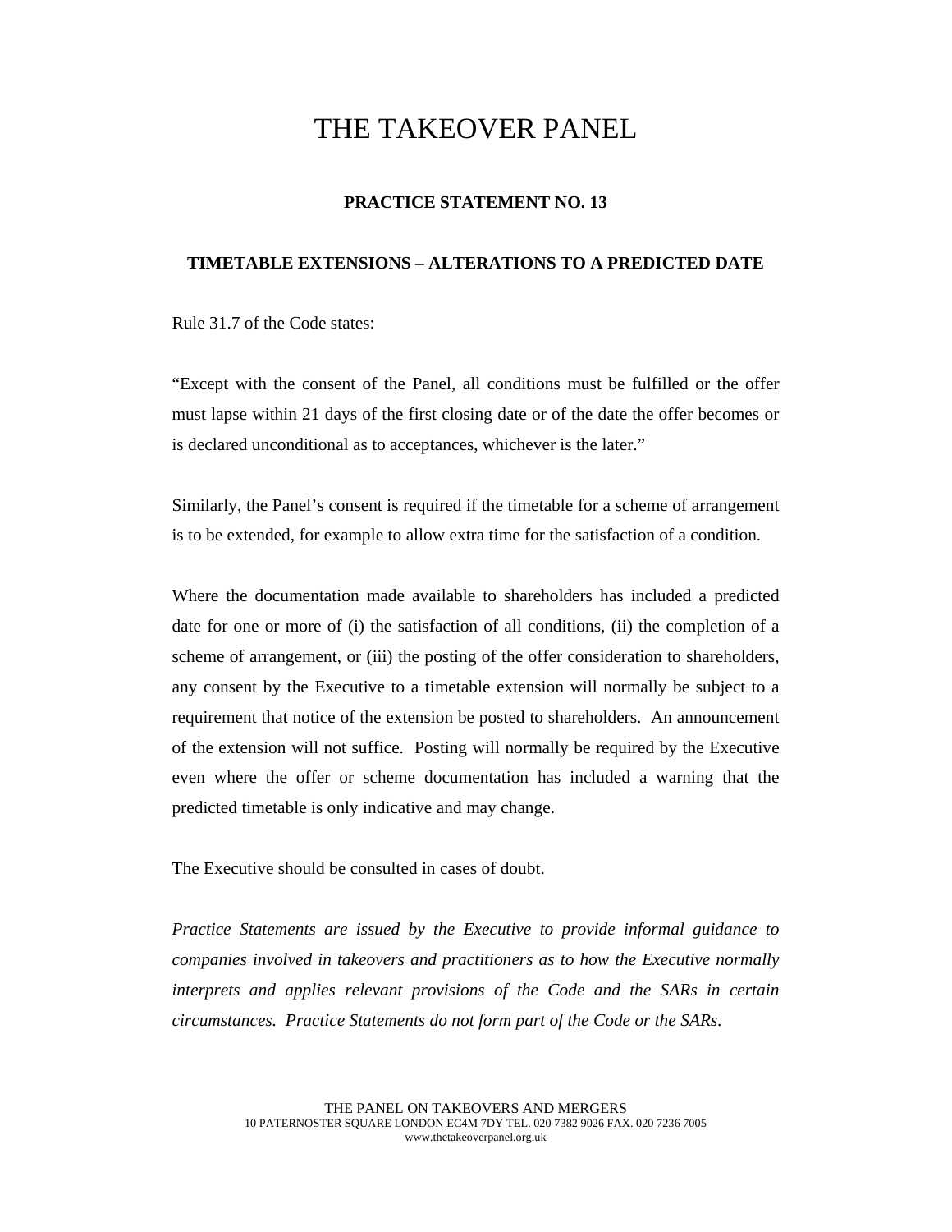# THE TAKEOVER PANEL

## PRACTICE STATEMENT NO. 13

### TIMETABLE EXTENSIONS – ALTERATIONS TO A PREDICTED DATE

Rule 31.7 of the Code states:

"Except with the consent of the Panel, all conditions must be fulfilled or the offer must lapse within 21 days of the first closing date or of the date the offer becomes or is declared unconditional as to acceptances, whichever is the later."

Similarly, the Panel's consent is required if the timetable for a scheme of arrangement is to be extended, for example to allow extra time for the satisfaction of a condition.

Where the documentation made available to shareholders has included a predicted date for one or more of (i) the satisfaction of all conditions, (ii) the completion of a scheme of arrangement, or (iii) the posting of the offer consideration to shareholders, any consent by the Executive to a timetable extension will normally be subject to a requirement that notice of the extension be posted to shareholders. An announcement of the extension will not suffice. Posting will normally be required by the Executive even where the offer or scheme documentation has included a warning that the predicted timetable is only indicative and may change.

The Executive should be consulted in cases of doubt.

*Practice Statements are issued by the Executive to provide informal guidance to companies involved in takeovers and practitioners as to how the Executive normally interprets and applies relevant provisions of the Code and the SARs in certain circumstances. Practice Statements do not form part of the Code or the SARs.*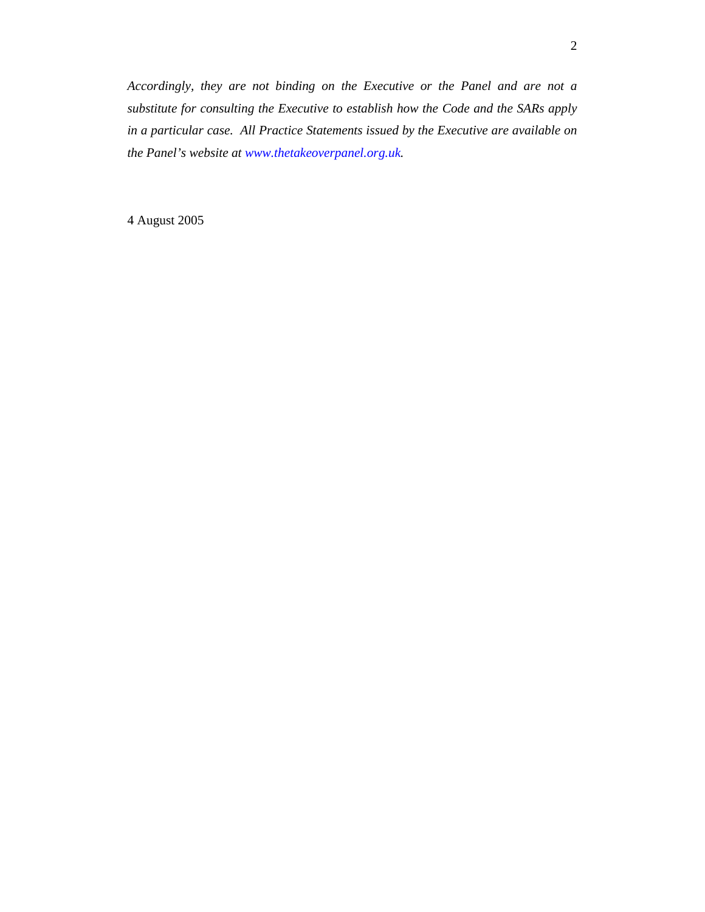*Accordingly, they are not binding on the Executive or the Panel and are not a substitute for consulting the Executive to establish how the Code and the SARs apply in a particular case. All Practice Statements issued by the Executive are available on the Panel's website at www.thetakeoverpanel.org.uk.*

4 August 2005